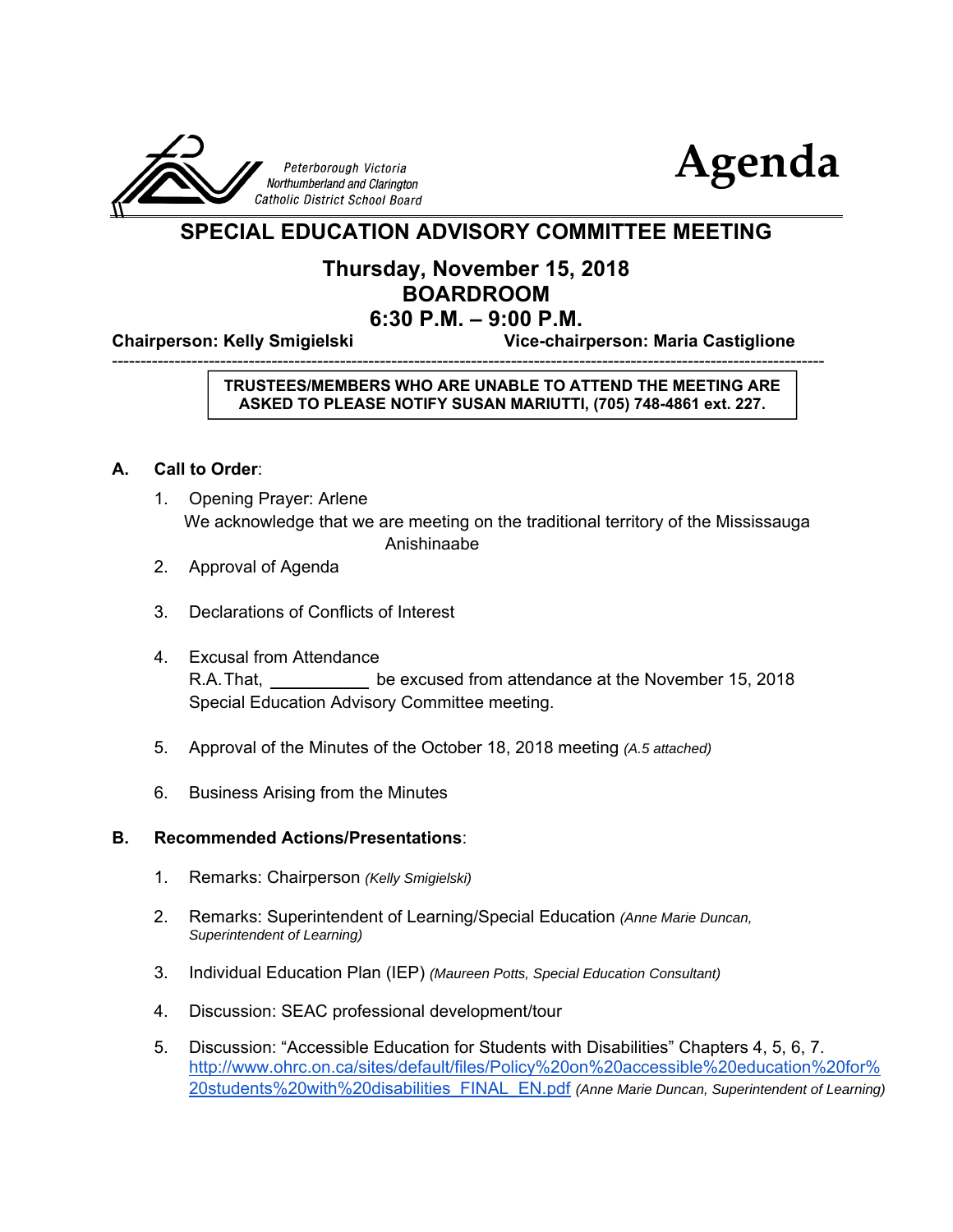Peterborough Victoria Northumberland and Clarington Catholic District School Board

# Agenda

## SPECIAL EDUCATION ADVISORY COMMITTEE MEETING

### Thursday, November 15, 2018
### BOARDROOM
### 6:30 P.M. – 9:00 P.M.

**Chairperson: Kelly Smigielski** **Vice-chairperson: Maria Castiglione**

---

**TRUSTEES/MEMBERS WHO ARE UNABLE TO ATTEND THE MEETING ARE ASKED TO PLEASE NOTIFY SUSAN MARIUTTI, (705) 748-4861 ext. 227.**

**A. Call to Order**:

1. Opening Prayer: Arlene
   We acknowledge that we are meeting on the traditional territory of the Mississauga Anishinaabe
2. Approval of Agenda
3. Declarations of Conflicts of Interest
4. Excusal from Attendance
   R.A. That, ___________ be excused from attendance at the November 15, 2018 Special Education Advisory Committee meeting.
5. Approval of the Minutes of the October 18, 2018 meeting *(A.5 attached)*
6. Business Arising from the Minutes

**B. Recommended Actions/Presentations**:

1. Remarks: Chairperson *(Kelly Smigielski)*
2. Remarks: Superintendent of Learning/Special Education *(Anne Marie Duncan, Superintendent of Learning)*
3. Individual Education Plan (IEP) *(Maureen Potts, Special Education Consultant)*
4. Discussion: SEAC professional development/tour
5. Discussion: "Accessible Education for Students with Disabilities" Chapters 4, 5, 6, 7. http://www.ohrc.on.ca/sites/default/files/Policy%20on%20accessible%20education%20for%20students%20with%20disabilities_FINAL_EN.pdf *(Anne Marie Duncan, Superintendent of Learning)*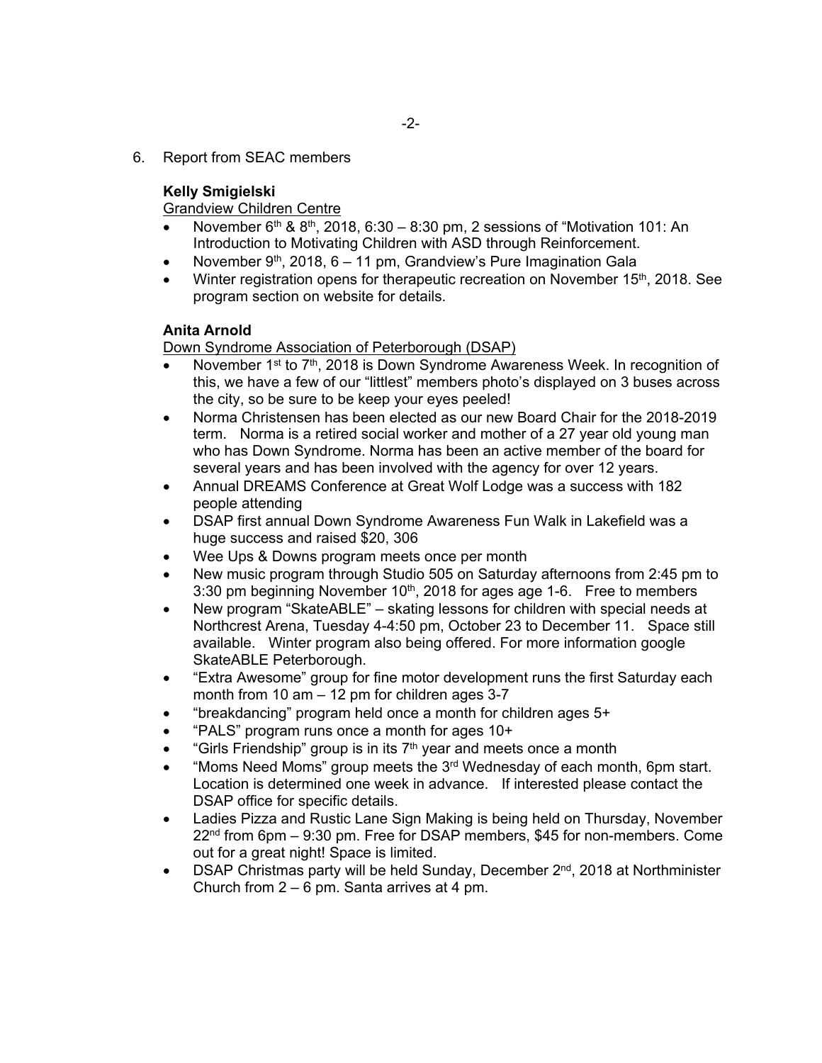6. Report from SEAC members

**Kelly Smigielski**

Grandview Children Centre

- November 6th & 8th, 2018, 6:30 – 8:30 pm, 2 sessions of “Motivation 101: An Introduction to Motivating Children with ASD through Reinforcement.
- November 9th, 2018, 6 – 11 pm, Grandview’s Pure Imagination Gala
- Winter registration opens for therapeutic recreation on November 15th, 2018. See program section on website for details.

**Anita Arnold**

Down Syndrome Association of Peterborough (DSAP)

- November 1st to 7th, 2018 is Down Syndrome Awareness Week. In recognition of this, we have a few of our “littlest” members photo’s displayed on 3 buses across the city, so be sure to be keep your eyes peeled!
- Norma Christensen has been elected as our new Board Chair for the 2018-2019 term. Norma is a retired social worker and mother of a 27 year old young man who has Down Syndrome. Norma has been an active member of the board for several years and has been involved with the agency for over 12 years.
- Annual DREAMS Conference at Great Wolf Lodge was a success with 182 people attending
- DSAP first annual Down Syndrome Awareness Fun Walk in Lakefield was a huge success and raised $20, 306
- Wee Ups & Downs program meets once per month
- New music program through Studio 505 on Saturday afternoons from 2:45 pm to 3:30 pm beginning November 10th, 2018 for ages age 1-6. Free to members
- New program “SkateABLE” – skating lessons for children with special needs at Northcrest Arena, Tuesday 4-4:50 pm, October 23 to December 11. Space still available. Winter program also being offered. For more information google SkateABLE Peterborough.
- “Extra Awesome” group for fine motor development runs the first Saturday each month from 10 am – 12 pm for children ages 3-7
- “breakdancing” program held once a month for children ages 5+
- “PALS” program runs once a month for ages 10+
- “Girls Friendship” group is in its 7th year and meets once a month
- “Moms Need Moms” group meets the 3rd Wednesday of each month, 6pm start. Location is determined one week in advance. If interested please contact the DSAP office for specific details.
- Ladies Pizza and Rustic Lane Sign Making is being held on Thursday, November 22nd from 6pm – 9:30 pm. Free for DSAP members, $45 for non-members. Come out for a great night! Space is limited.
- DSAP Christmas party will be held Sunday, December 2nd, 2018 at Northminister Church from 2 – 6 pm. Santa arrives at 4 pm.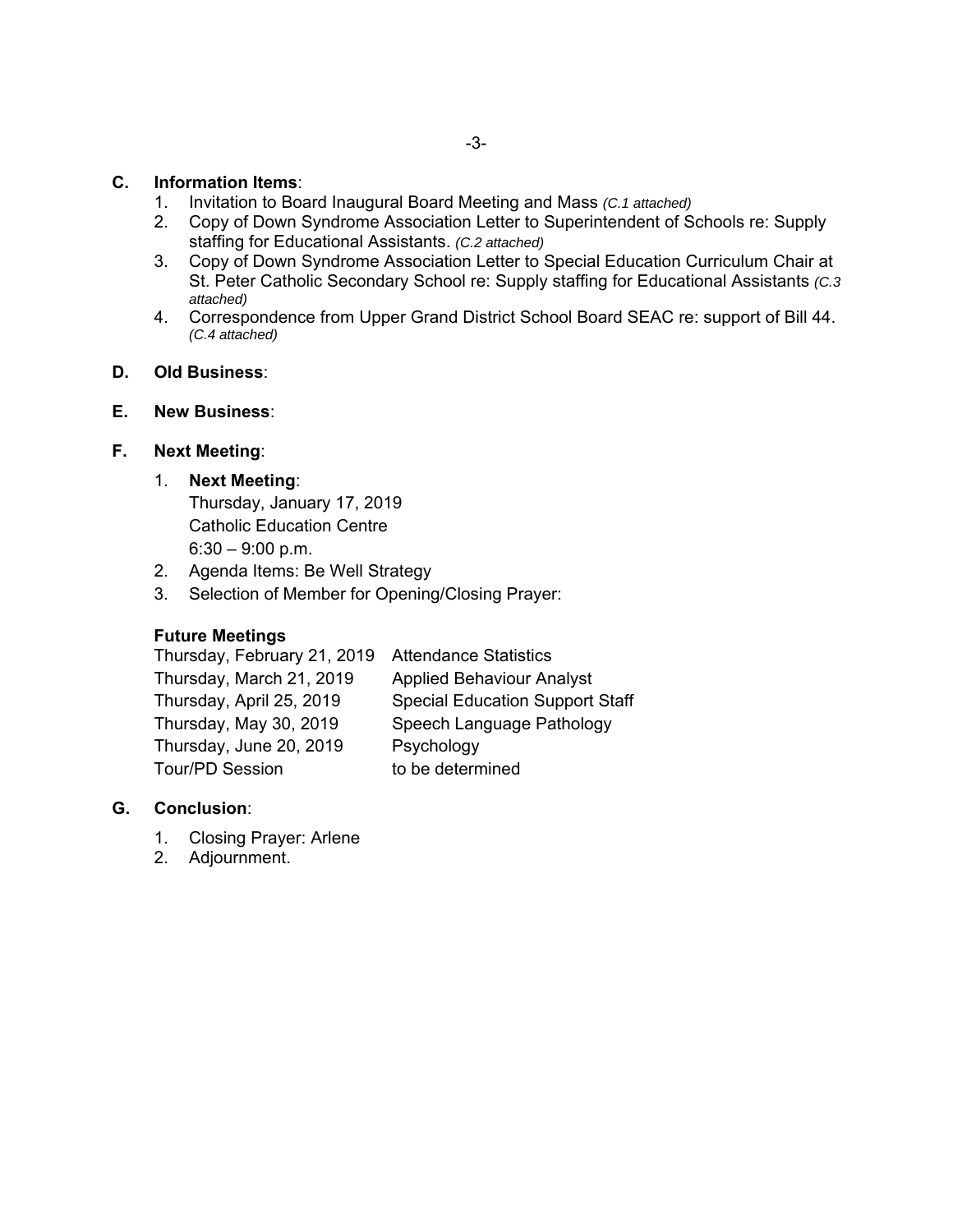**C. Information Items**:

1. Invitation to Board Inaugural Board Meeting and Mass *(C.1 attached)*
2. Copy of Down Syndrome Association Letter to Superintendent of Schools re: Supply staffing for Educational Assistants. *(C.2 attached)*
3. Copy of Down Syndrome Association Letter to Special Education Curriculum Chair at St. Peter Catholic Secondary School re: Supply staffing for Educational Assistants *(C.3 attached)*
4. Correspondence from Upper Grand District School Board SEAC re: support of Bill 44. *(C.4 attached)*

**D. Old Business**:

**E. New Business**:

**F. Next Meeting**:

1. **Next Meeting**:
   Thursday, January 17, 2019
   Catholic Education Centre
   6:30 – 9:00 p.m.
2. Agenda Items: Be Well Strategy
3. Selection of Member for Opening/Closing Prayer:

**Future Meetings**

| | |
|---|---|
| Thursday, February 21, 2019 | Attendance Statistics |
| Thursday, March 21, 2019 | Applied Behaviour Analyst |
| Thursday, April 25, 2019 | Special Education Support Staff |
| Thursday, May 30, 2019 | Speech Language Pathology |
| Thursday, June 20, 2019 | Psychology |
| Tour/PD Session | to be determined |

**G. Conclusion**:

1. Closing Prayer: Arlene
2. Adjournment.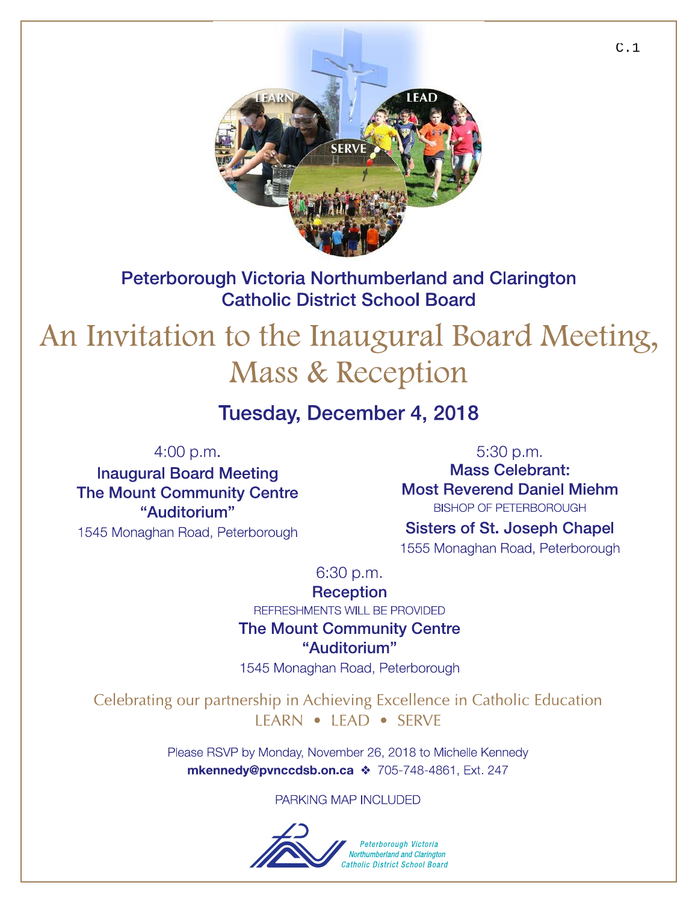C.1

**Peterborough Victoria Northumberland and Clarington**
**Catholic District School Board**

# An Invitation to the Inaugural Board Meeting, Mass & Reception

## Tuesday, December 4, 2018

4:00 p.m.
**Inaugural Board Meeting**
**The Mount Community Centre**
**"Auditorium"**
1545 Monaghan Road, Peterborough

5:30 p.m.
**Mass Celebrant:**
**Most Reverend Daniel Miehm**
BISHOP OF PETERBOROUGH
**Sisters of St. Joseph Chapel**
1555 Monaghan Road, Peterborough

6:30 p.m.
**Reception**
REFRESHMENTS WILL BE PROVIDED
**The Mount Community Centre**
**"Auditorium"**
1545 Monaghan Road, Peterborough

Celebrating our partnership in Achieving Excellence in Catholic Education
LEARN • LEAD • SERVE

Please RSVP by Monday, November 26, 2018 to Michelle Kennedy
**mkennedy@pvnccdsb.on.ca** ❖ 705-748-4861, Ext. 247

PARKING MAP INCLUDED

Peterborough Victoria Northumberland and Clarington Catholic District School Board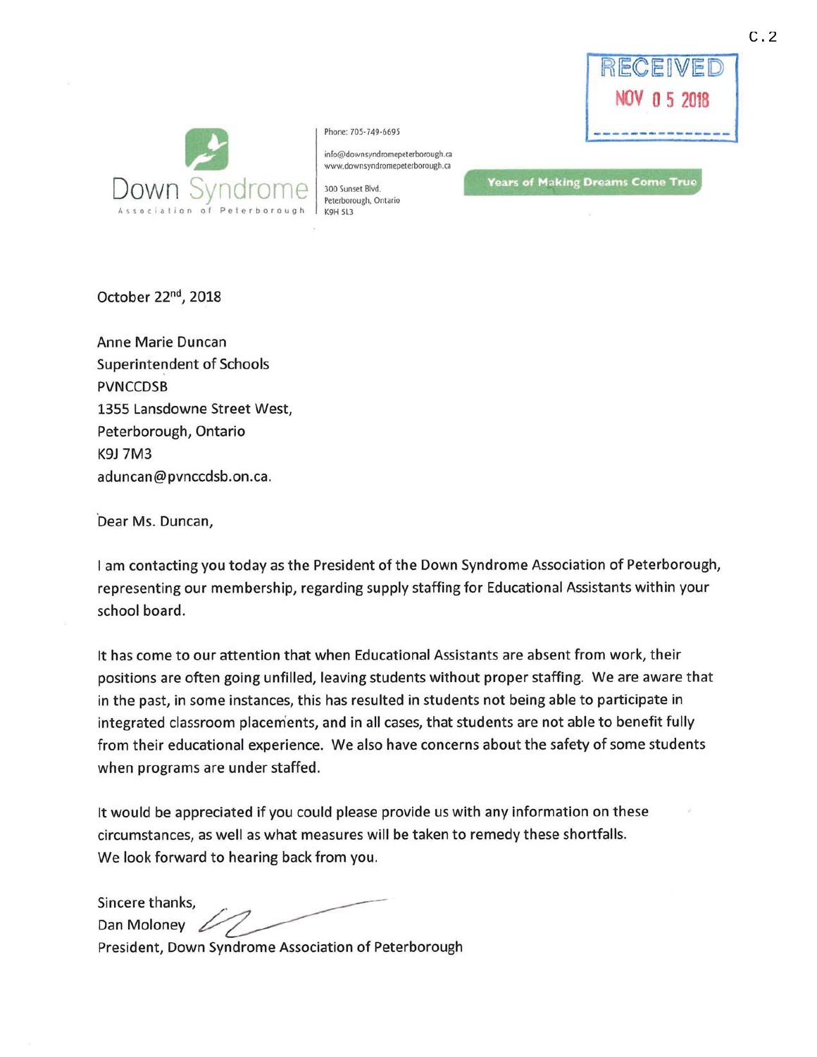C.2

RECEIVED
NOV 05 2018

Down Syndrome
Association of Peterborough

Phone: 705-749-6695

info@downsyndromepeterborough.ca
www.downsyndromepeterborough.ca

300 Sunset Blvd.
Peterborough, Ontario
K9H 5L3

Years of Making Dreams Come True

October 22nd, 2018

Anne Marie Duncan
Superintendent of Schools
PVNCCDSB
1355 Lansdowne Street West,
Peterborough, Ontario
K9J 7M3
aduncan@pvnccdsb.on.ca.

Dear Ms. Duncan,

I am contacting you today as the President of the Down Syndrome Association of Peterborough, representing our membership, regarding supply staffing for Educational Assistants within your school board.

It has come to our attention that when Educational Assistants are absent from work, their positions are often going unfilled, leaving students without proper staffing. We are aware that in the past, in some instances, this has resulted in students not being able to participate in integrated classroom placements, and in all cases, that students are not able to benefit fully from their educational experience. We also have concerns about the safety of some students when programs are under staffed.

It would be appreciated if you could please provide us with any information on these circumstances, as well as what measures will be taken to remedy these shortfalls.
We look forward to hearing back from you.

Sincere thanks,
Dan Moloney
President, Down Syndrome Association of Peterborough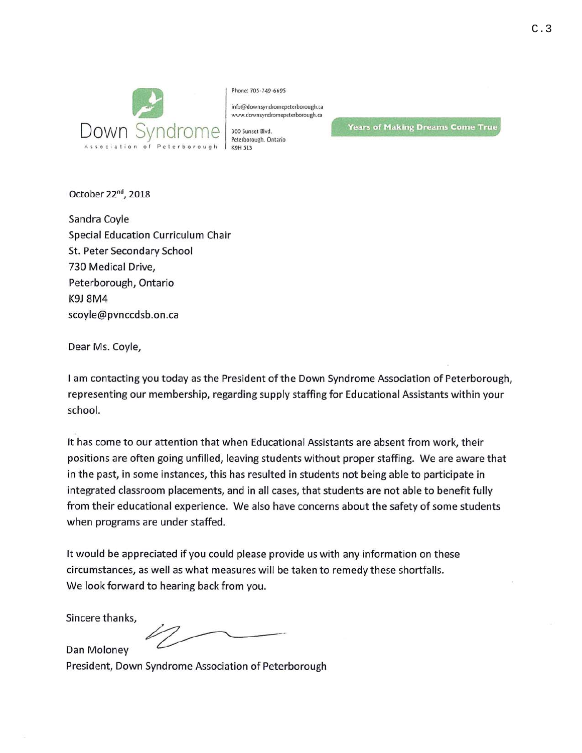C.3

Down Syndrome
Association of Peterborough

Phone: 705-749-6695

info@downsyndromepeterborough.ca
www.downsyndromepeterborough.ca

300 Sunset Blvd.
Peterborough, Ontario
K9H 5L3

Years of Making Dreams Come True

October 22nd, 2018

Sandra Coyle
Special Education Curriculum Chair
St. Peter Secondary School
730 Medical Drive,
Peterborough, Ontario
K9J 8M4
scoyle@pvnccdsb.on.ca

Dear Ms. Coyle,

I am contacting you today as the President of the Down Syndrome Association of Peterborough, representing our membership, regarding supply staffing for Educational Assistants within your school.

It has come to our attention that when Educational Assistants are absent from work, their positions are often going unfilled, leaving students without proper staffing. We are aware that in the past, in some instances, this has resulted in students not being able to participate in integrated classroom placements, and in all cases, that students are not able to benefit fully from their educational experience. We also have concerns about the safety of some students when programs are under staffed.

It would be appreciated if you could please provide us with any information on these circumstances, as well as what measures will be taken to remedy these shortfalls.
We look forward to hearing back from you.

Sincere thanks,

Dan Moloney
President, Down Syndrome Association of Peterborough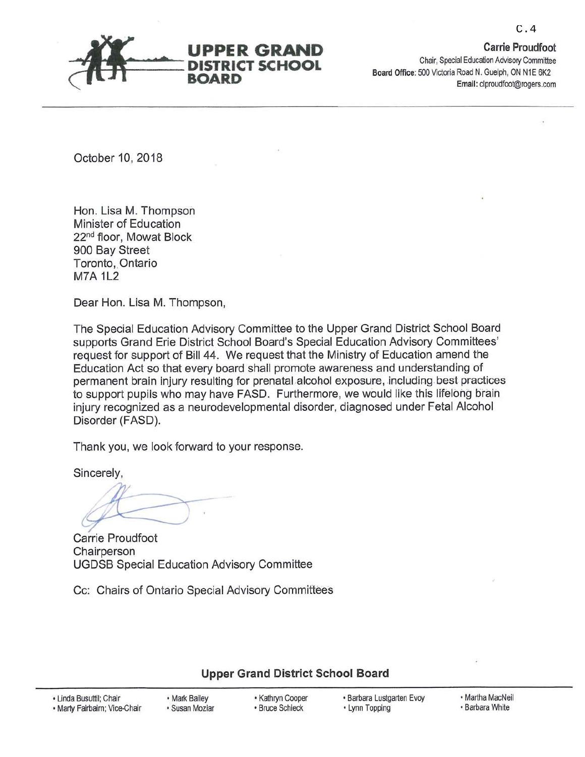C.4

**UPPER GRAND DISTRICT SCHOOL BOARD**

**Carrie Proudfoot**
Chair, Special Education Advisory Committee
**Board Office:** 500 Victoria Road N. Guelph, ON N1E 6K2
**Email:** clproudfoot@rogers.com

October 10, 2018

Hon. Lisa M. Thompson
Minister of Education
22nd floor, Mowat Block
900 Bay Street
Toronto, Ontario
M7A 1L2

Dear Hon. Lisa M. Thompson,

The Special Education Advisory Committee to the Upper Grand District School Board supports Grand Erie District School Board's Special Education Advisory Committees' request for support of Bill 44. We request that the Ministry of Education amend the Education Act so that every board shall promote awareness and understanding of permanent brain injury resulting for prenatal alcohol exposure, including best practices to support pupils who may have FASD. Furthermore, we would like this lifelong brain injury recognized as a neurodevelopmental disorder, diagnosed under Fetal Alcohol Disorder (FASD).

Thank you, we look forward to your response.

Sincerely,

Carrie Proudfoot
Chairperson
UGDSB Special Education Advisory Committee

Cc: Chairs of Ontario Special Advisory Committees

**Upper Grand District School Board**

- Linda Busuttil; Chair
- Marty Fairbairn; Vice-Chair
- Mark Bailey
- Susan Moziar
- Kathryn Cooper
- Bruce Schieck
- Barbara Lustgarten Evoy
- Lynn Topping
- Martha MacNeil
- Barbara White